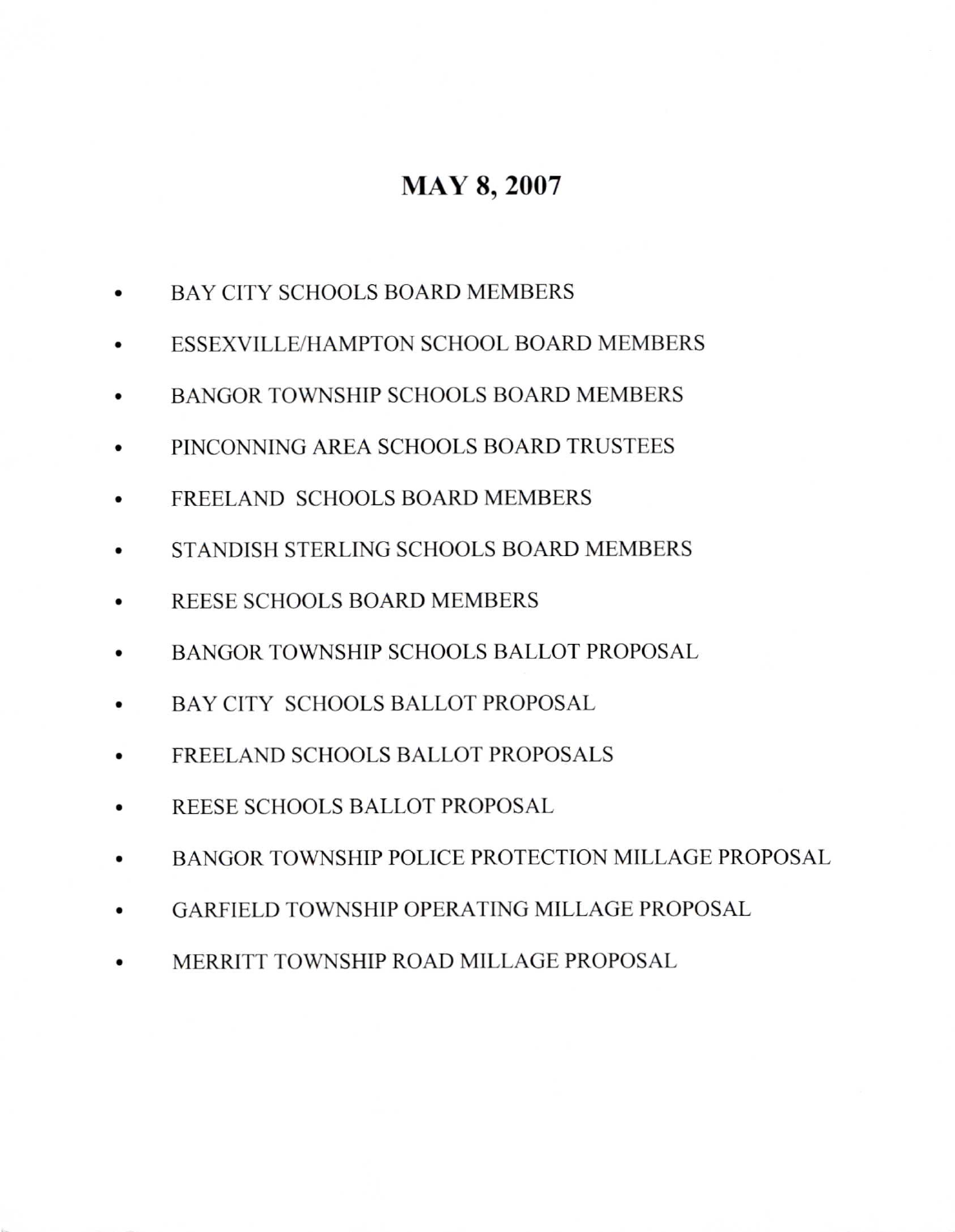# MAY 8, 2007

- BAY CITY SCHOOLS BOARD MEMBERS
- ESSEXVILLE/HAMPTON SCHOOL BOARD MEMBERS
- BANGOR TOWNSHIP SCHOOLS BOARD MEMBERS
- PINCONNING AREA SCHOOLS BOARD TRUSTEES
- FREELAND SCHOOLS BOARD MEMBERS
- STANDISH STERLING SCHOOLS BOARD MEMBERS
- REESE SCHOOLS BOARD MEMBERS
- BANGOR TOWNSHIP SCHOOLS BALLOT PROPOSAL
- BAY CITY SCHOOLS BALLOT PROPOSAL
- FREELAND SCHOOLS BALLOT PROPOSALS
- REESE SCHOOLS BALLOT PROPOSAL
- BANGOR TOWNSHIP POLICE PROTECTION MILLAGE PROPOSAL
- GARFIELD TOWNSHIP OPERATING MILLAGE PROPOSAL
- MERRITT TOWNSHIP ROAD MILLAGE PROPOSAL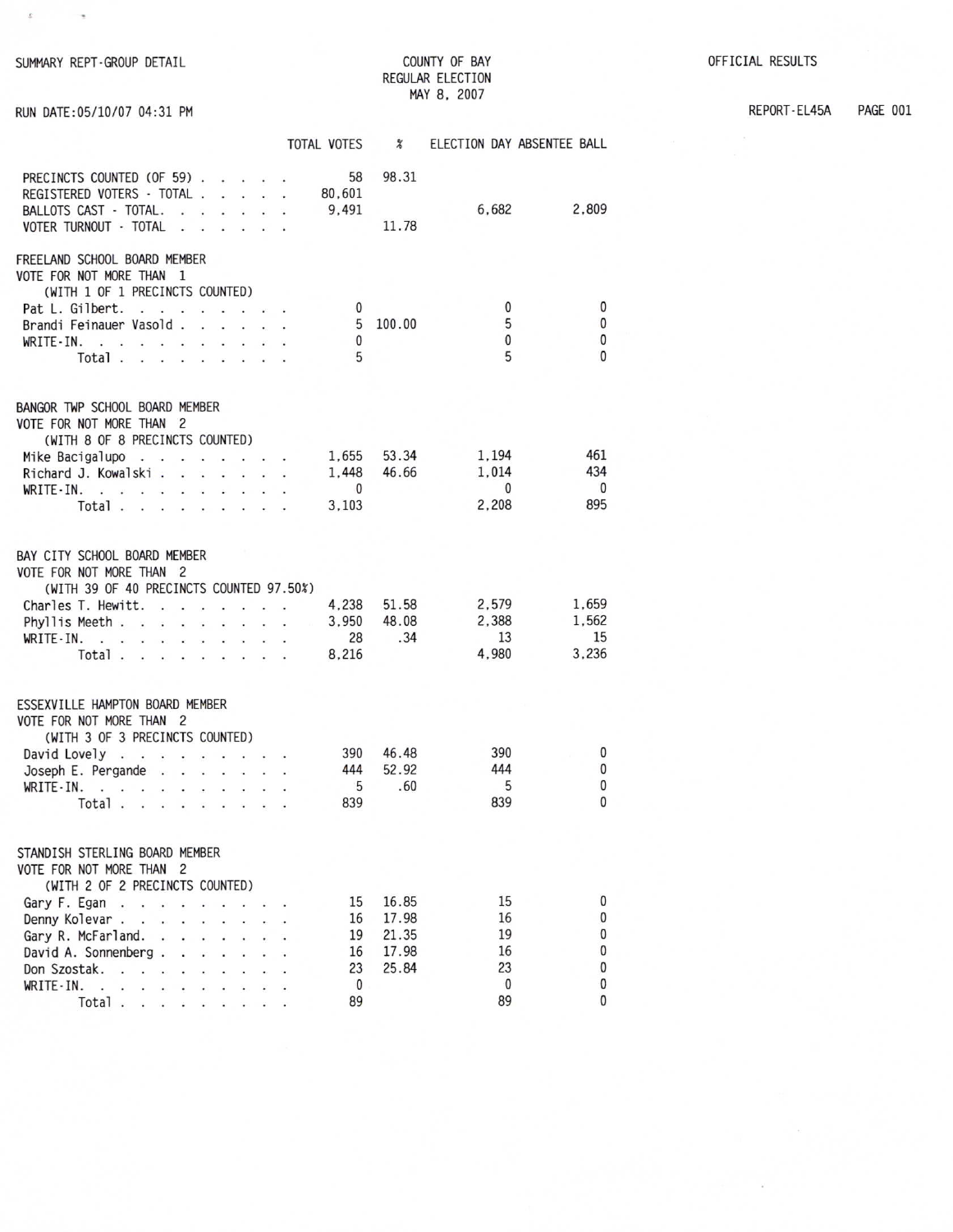SUMMARY REPT-GROUP DETAIL

COUNTY OF BAY
REGULAR ELECTION
MAY 8, 2007

OFFICIAL RESULTS

RUN DATE:05/10/07 04:31 PM

REPORT-EL45A PAGE 001

| | TOTAL VOTES | % | ELECTION DAY | ABSENTEE BALL |
|---|---|---|---|---|
| PRECINCTS COUNTED (OF 59) | 58 | 98.31 | | |
| REGISTERED VOTERS - TOTAL | 80,601 | | | |
| BALLOTS CAST - TOTAL | 9,491 | | 6,682 | 2,809 |
| VOTER TURNOUT - TOTAL | | 11.78 | | |

## FREELAND SCHOOL BOARD MEMBER
VOTE FOR NOT MORE THAN 1
(WITH 1 OF 1 PRECINCTS COUNTED)

| | TOTAL VOTES | % | ELECTION DAY | ABSENTEE BALL |
|---|---|---|---|---|
| Pat L. Gilbert | 0 | | 0 | 0 |
| Brandi Feinauer Vasold | 5 | 100.00 | 5 | 0 |
| WRITE-IN | 0 | | 0 | 0 |
| Total | 5 | | 5 | 0 |

## BANGOR TWP SCHOOL BOARD MEMBER
VOTE FOR NOT MORE THAN 2
(WITH 8 OF 8 PRECINCTS COUNTED)

| | TOTAL VOTES | % | ELECTION DAY | ABSENTEE BALL |
|---|---|---|---|---|
| Mike Bacigalupo | 1,655 | 53.34 | 1,194 | 461 |
| Richard J. Kowalski | 1,448 | 46.66 | 1,014 | 434 |
| WRITE-IN | 0 | | 0 | 0 |
| Total | 3,103 | | 2,208 | 895 |

## BAY CITY SCHOOL BOARD MEMBER
VOTE FOR NOT MORE THAN 2
(WITH 39 OF 40 PRECINCTS COUNTED 97.50%)

| | TOTAL VOTES | % | ELECTION DAY | ABSENTEE BALL |
|---|---|---|---|---|
| Charles T. Hewitt | 4,238 | 51.58 | 2,579 | 1,659 |
| Phyllis Meeth | 3,950 | 48.08 | 2,388 | 1,562 |
| WRITE-IN | 28 | .34 | 13 | 15 |
| Total | 8,216 | | 4,980 | 3,236 |

## ESSEXVILLE HAMPTON BOARD MEMBER
VOTE FOR NOT MORE THAN 2
(WITH 3 OF 3 PRECINCTS COUNTED)

| | TOTAL VOTES | % | ELECTION DAY | ABSENTEE BALL |
|---|---|---|---|---|
| David Lovely | 390 | 46.48 | 390 | 0 |
| Joseph E. Pergande | 444 | 52.92 | 444 | 0 |
| WRITE-IN | 5 | .60 | 5 | 0 |
| Total | 839 | | 839 | 0 |

## STANDISH STERLING BOARD MEMBER
VOTE FOR NOT MORE THAN 2
(WITH 2 OF 2 PRECINCTS COUNTED)

| | TOTAL VOTES | % | ELECTION DAY | ABSENTEE BALL |
|---|---|---|---|---|
| Gary F. Egan | 15 | 16.85 | 15 | 0 |
| Denny Kolevar | 16 | 17.98 | 16 | 0 |
| Gary R. McFarland | 19 | 21.35 | 19 | 0 |
| David A. Sonnenberg | 16 | 17.98 | 16 | 0 |
| Don Szostak | 23 | 25.84 | 23 | 0 |
| WRITE-IN | 0 | | 0 | 0 |
| Total | 89 | | 89 | 0 |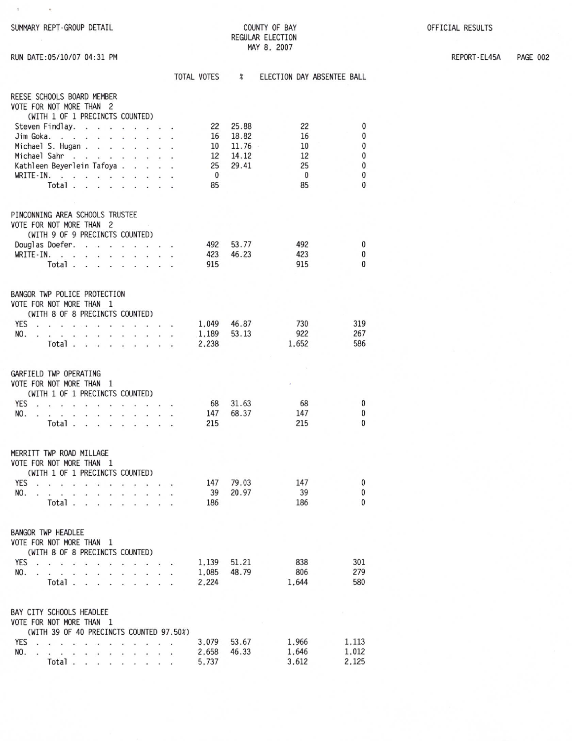SUMMARY REPT-GROUP DETAIL

COUNTY OF BAY
REGULAR ELECTION
MAY 8, 2007

OFFICIAL RESULTS

RUN DATE:05/10/07 04:31 PM

REPORT-EL45A

## REESE SCHOOLS BOARD MEMBER

VOTE FOR NOT MORE THAN 2
(WITH 1 OF 1 PRECINCTS COUNTED)

| | TOTAL VOTES | % | ELECTION DAY | ABSENTEE BALL |
|---|---|---|---|---|
| Steven Findlay | 22 | 25.88 | 22 | 0 |
| Jim Goka | 16 | 18.82 | 16 | 0 |
| Michael S. Hugan | 10 | 11.76 | 10 | 0 |
| Michael Sahr | 12 | 14.12 | 12 | 0 |
| Kathleen Beyerlein Tafoya | 25 | 29.41 | 25 | 0 |
| WRITE-IN | 0 | | 0 | 0 |
| Total | 85 | | 85 | 0 |

## PINCONNING AREA SCHOOLS TRUSTEE

VOTE FOR NOT MORE THAN 2
(WITH 9 OF 9 PRECINCTS COUNTED)

| | TOTAL VOTES | % | ELECTION DAY | ABSENTEE BALL |
|---|---|---|---|---|
| Douglas Doefer | 492 | 53.77 | 492 | 0 |
| WRITE-IN | 423 | 46.23 | 423 | 0 |
| Total | 915 | | 915 | 0 |

## BANGOR TWP POLICE PROTECTION

VOTE FOR NOT MORE THAN 1
(WITH 8 OF 8 PRECINCTS COUNTED)

| | TOTAL VOTES | % | ELECTION DAY | ABSENTEE BALL |
|---|---|---|---|---|
| YES | 1,049 | 46.87 | 730 | 319 |
| NO | 1,189 | 53.13 | 922 | 267 |
| Total | 2,238 | | 1,652 | 586 |

## GARFIELD TWP OPERATING

VOTE FOR NOT MORE THAN 1
(WITH 1 OF 1 PRECINCTS COUNTED)

| | TOTAL VOTES | % | ELECTION DAY | ABSENTEE BALL |
|---|---|---|---|---|
| YES | 68 | 31.63 | 68 | 0 |
| NO | 147 | 68.37 | 147 | 0 |
| Total | 215 | | 215 | 0 |

## MERRITT TWP ROAD MILLAGE

VOTE FOR NOT MORE THAN 1
(WITH 1 OF 1 PRECINCTS COUNTED)

| | TOTAL VOTES | % | ELECTION DAY | ABSENTEE BALL |
|---|---|---|---|---|
| YES | 147 | 79.03 | 147 | 0 |
| NO | 39 | 20.97 | 39 | 0 |
| Total | 186 | | 186 | 0 |

## BANGOR TWP HEADLEE

VOTE FOR NOT MORE THAN 1
(WITH 8 OF 8 PRECINCTS COUNTED)

| | TOTAL VOTES | % | ELECTION DAY | ABSENTEE BALL |
|---|---|---|---|---|
| YES | 1,139 | 51.21 | 838 | 301 |
| NO | 1,085 | 48.79 | 806 | 279 |
| Total | 2,224 | | 1,644 | 580 |

## BAY CITY SCHOOLS HEADLEE

VOTE FOR NOT MORE THAN 1
(WITH 39 OF 40 PRECINCTS COUNTED 97.50%)

| | TOTAL VOTES | % | ELECTION DAY | ABSENTEE BALL |
|---|---|---|---|---|
| YES | 3,079 | 53.67 | 1,966 | 1,113 |
| NO | 2,658 | 46.33 | 1,646 | 1,012 |
| Total | 5,737 | | 3,612 | 2,125 |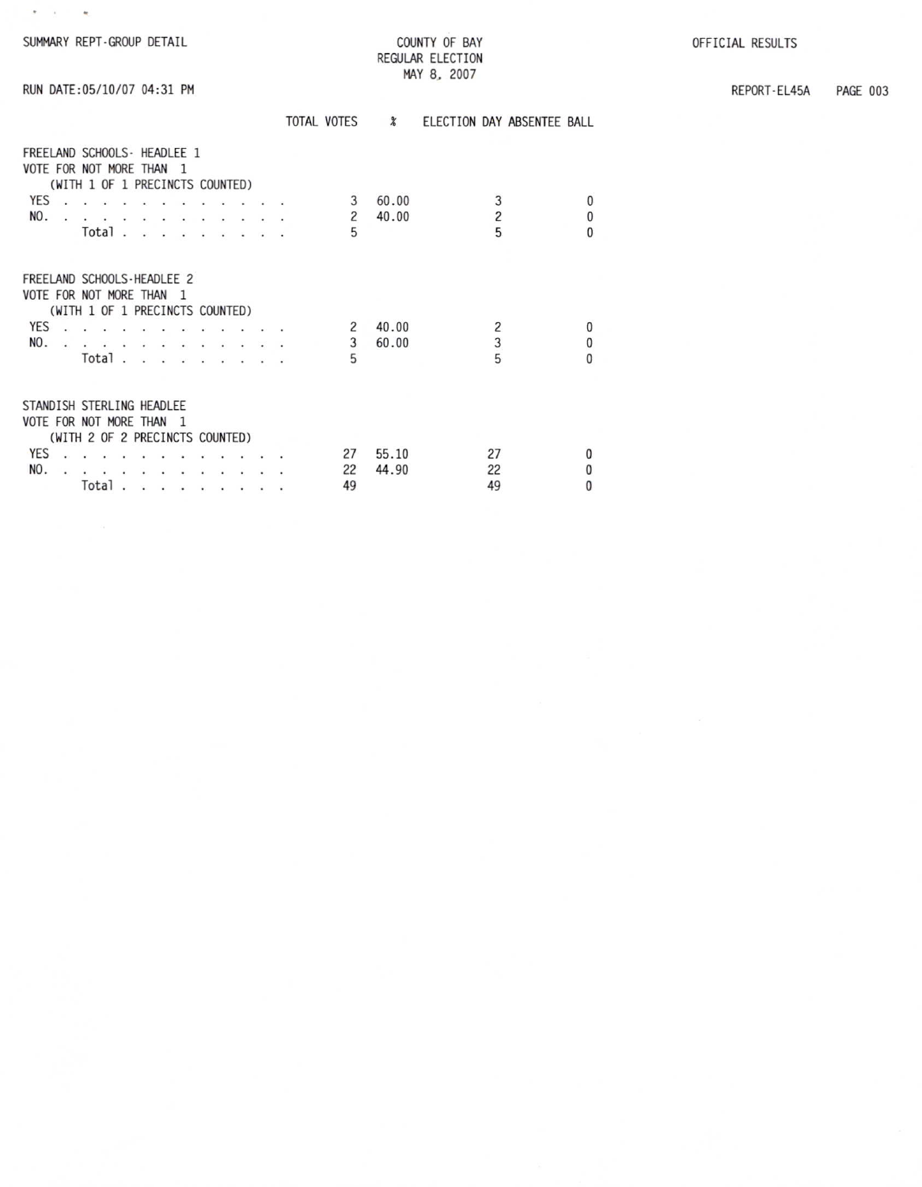SUMMARY REPT-GROUP DETAIL

COUNTY OF BAY
REGULAR ELECTION
MAY 8, 2007

OFFICIAL RESULTS

RUN DATE:05/10/07 04:31 PM

REPORT-EL45A

| | TOTAL VOTES | % | ELECTION DAY | ABSENTEE BALL |
|---|---|---|---|---|
| **FREELAND SCHOOLS- HEADLEE 1** | | | | |
| VOTE FOR NOT MORE THAN 1 | | | | |
| (WITH 1 OF 1 PRECINCTS COUNTED) | | | | |
| YES | 3 | 60.00 | 3 | 0 |
| NO. | 2 | 40.00 | 2 | 0 |
| Total | 5 | | 5 | 0 |
| **FREELAND SCHOOLS-HEADLEE 2** | | | | |
| VOTE FOR NOT MORE THAN 1 | | | | |
| (WITH 1 OF 1 PRECINCTS COUNTED) | | | | |
| YES | 2 | 40.00 | 2 | 0 |
| NO. | 3 | 60.00 | 3 | 0 |
| Total | 5 | | 5 | 0 |
| **STANDISH STERLING HEADLEE** | | | | |
| VOTE FOR NOT MORE THAN 1 | | | | |
| (WITH 2 OF 2 PRECINCTS COUNTED) | | | | |
| YES | 27 | 55.10 | 27 | 0 |
| NO. | 22 | 44.90 | 22 | 0 |
| Total | 49 | | 49 | 0 |